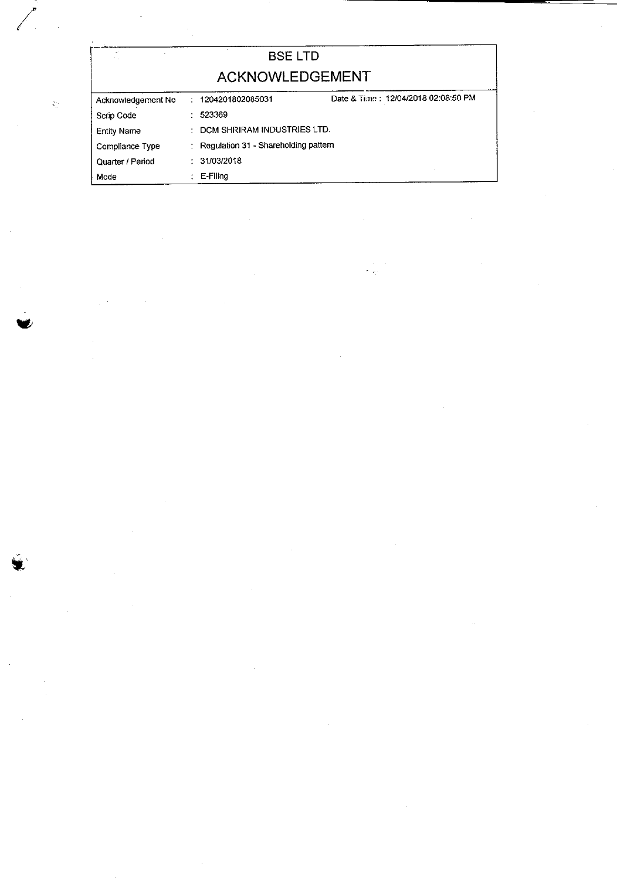# BSE LTD

## ACKNOWLEDGEMENT

| Acknowledgement No | : 1204201802085031 | Date & Time : 12/04/2018 02:08:50 PM |
|---|---|---|
| Scrip Code | : 523369 | |
| Entity Name | : DCM SHRIRAM INDUSTRIES LTD. | |
| Compliance Type | : Regulation 31 - Shareholding pattern | |
| Quarter / Period | : 31/03/2018 | |
| Mode | : E-Filing | |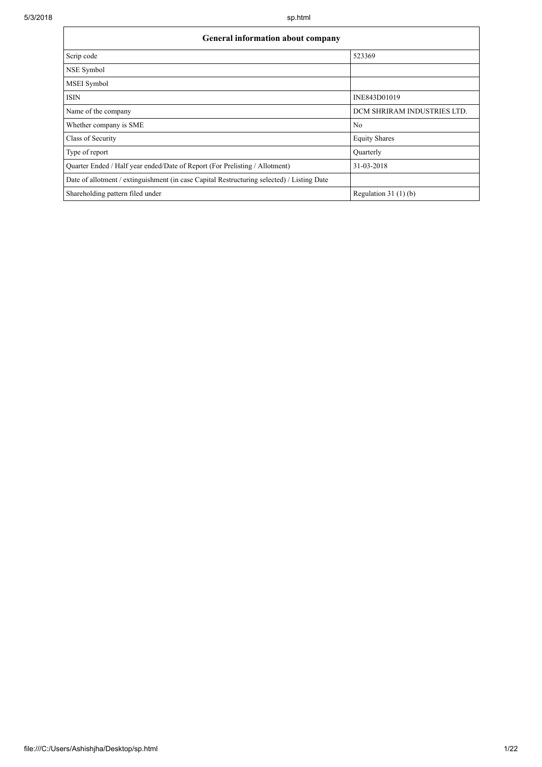| General information about company | |
|---|---|
| Scrip code | 523369 |
| NSE Symbol | |
| MSEI Symbol | |
| ISIN | INE843D01019 |
| Name of the company | DCM SHRIRAM INDUSTRIES LTD. |
| Whether company is SME | No |
| Class of Security | Equity Shares |
| Type of report | Quarterly |
| Quarter Ended / Half year ended/Date of Report (For Prelisting / Allotment) | 31-03-2018 |
| Date of allotment / extinguishment (in case Capital Restructuring selected) / Listing Date | |
| Shareholding pattern filed under | Regulation 31 (1) (b) |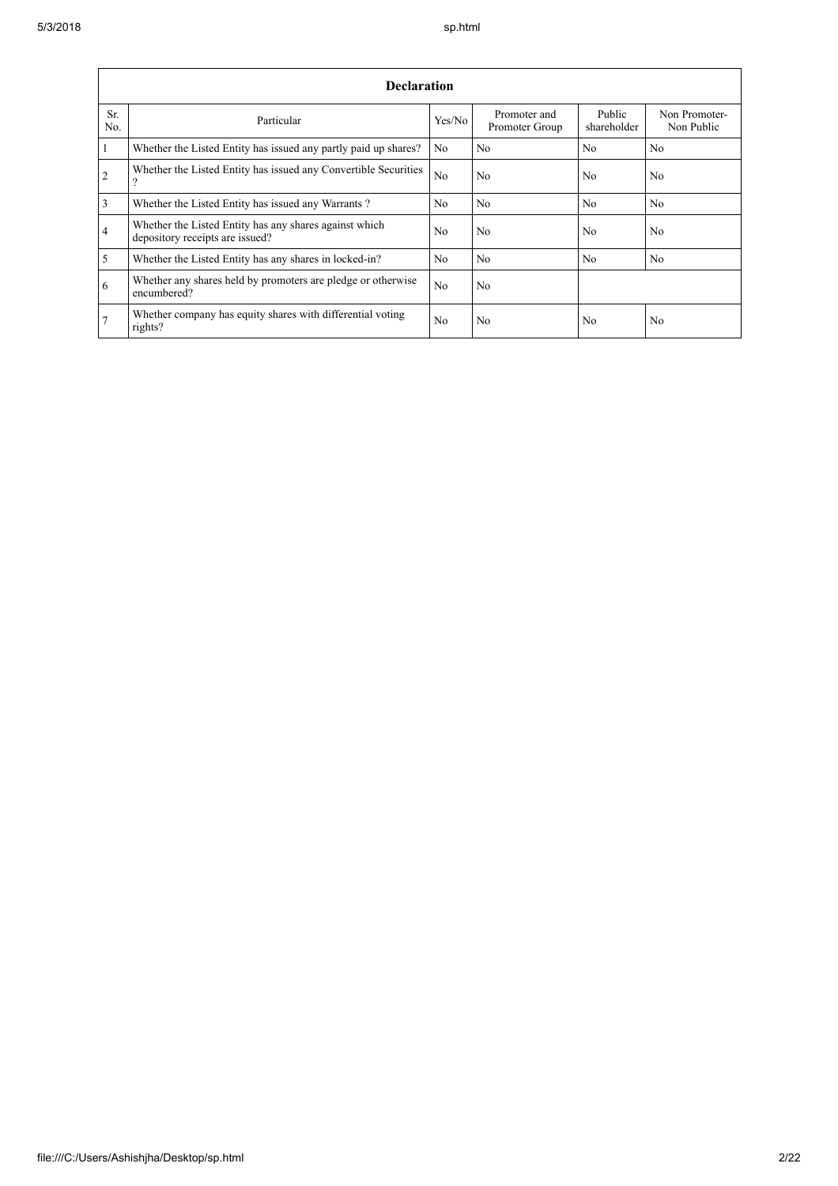| Declaration | | | | | |
|---|---|---|---|---|---|
| Sr. No. | Particular | Yes/No | Promoter and Promoter Group | Public shareholder | Non Promoter-Non Public |
| 1 | Whether the Listed Entity has issued any partly paid up shares? | No | No | No | No |
| 2 | Whether the Listed Entity has issued any Convertible Securities ? | No | No | No | No |
| 3 | Whether the Listed Entity has issued any Warrants ? | No | No | No | No |
| 4 | Whether the Listed Entity has any shares against which depository receipts are issued? | No | No | No | No |
| 5 | Whether the Listed Entity has any shares in locked-in? | No | No | No | No |
| 6 | Whether any shares held by promoters are pledge or otherwise encumbered? | No | No | | |
| 7 | Whether company has equity shares with differential voting rights? | No | No | No | No |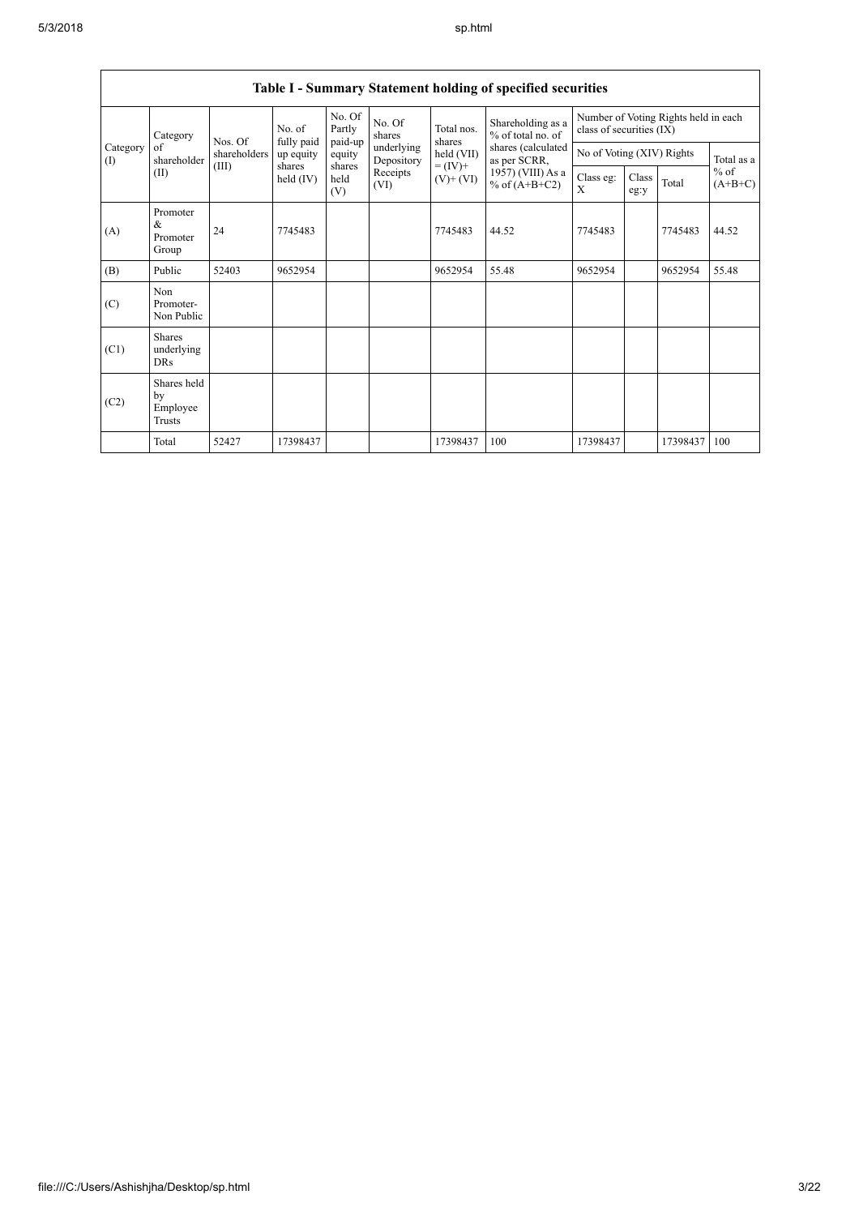## Table I - Summary Statement holding of specified securities

| Category (I) | Category of shareholder (II) | Nos. Of shareholders (III) | No. of fully paid up equity shares held (IV) | No. Of Partly paid-up equity shares held (V) | No. Of shares underlying Depository Receipts (VI) | Total nos. shares held (VII) = (IV)+ (V)+ (VI) | Shareholding as a % of total no. of shares (calculated as per SCRR, 1957) (VIII) As a % of (A+B+C2) | Number of Voting Rights held in each class of securities (IX) | | | |
|---|---|---|---|---|---|---|---|---|---|---|---|
| | | | | | | | | No of Voting (XIV) Rights | | | Total as a % of (A+B+C) |
| | | | | | | | | Class eg: X | Class eg:y | Total | |
| (A) | Promoter & Promoter Group | 24 | 7745483 | | | 7745483 | 44.52 | 7745483 | | 7745483 | 44.52 |
| (B) | Public | 52403 | 9652954 | | | 9652954 | 55.48 | 9652954 | | 9652954 | 55.48 |
| (C) | Non Promoter- Non Public | | | | | | | | | | |
| (C1) | Shares underlying DRs | | | | | | | | | | |
| (C2) | Shares held by Employee Trusts | | | | | | | | | | |
| | Total | 52427 | 17398437 | | | 17398437 | 100 | 17398437 | | 17398437 | 100 |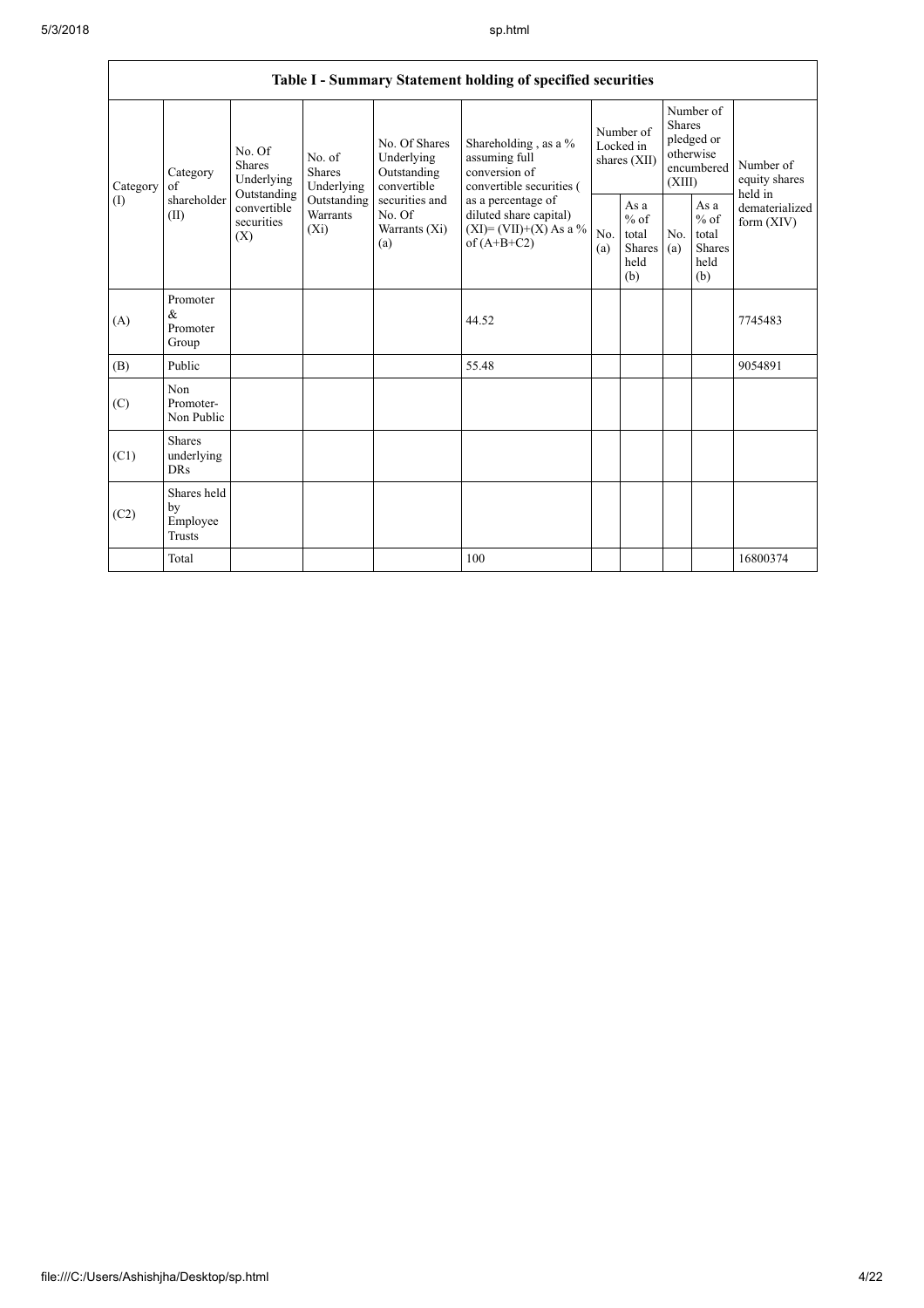| Table I - Summary Statement holding of specified securities | | | | | | | | | | | |
|---|---|---|---|---|---|---|---|---|---|---|---|
| Category (I) | Category of shareholder (II) | No. Of Shares Underlying Outstanding convertible securities (X) | No. of Shares Underlying Outstanding Warrants (Xi) | No. Of Shares Underlying Outstanding convertible securities and No. Of Warrants (Xi) (a) | Shareholding , as a % assuming full conversion of convertible securities ( as a percentage of diluted share capital) (XI)= (VII)+(X) As a % of (A+B+C2) | Number of Locked in shares (XII) | | Number of Shares pledged or otherwise encumbered (XIII) | | Number of equity shares held in dematerialized form (XIV) |
| | | | | | | No. (a) | As a % of total Shares held (b) | No. (a) | As a % of total Shares held (b) | |
| (A) | Promoter & Promoter Group | | | | 44.52 | | | | | 7745483 |
| (B) | Public | | | | 55.48 | | | | | 9054891 |
| (C) | Non Promoter- Non Public | | | | | | | | | |
| (C1) | Shares underlying DRs | | | | | | | | | |
| (C2) | Shares held by Employee Trusts | | | | | | | | | |
| | Total | | | | 100 | | | | | 16800374 |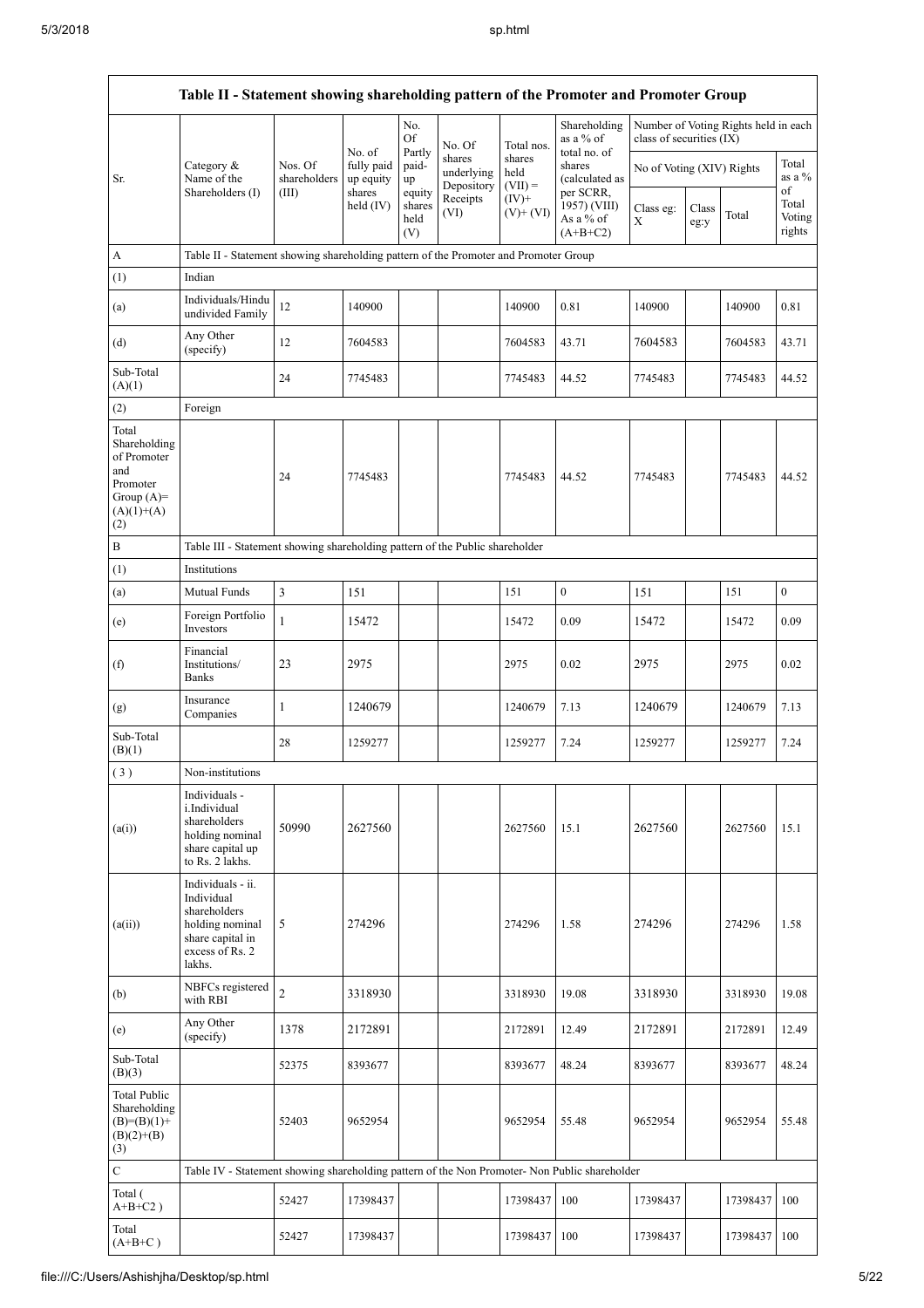| Table II - Statement showing shareholding pattern of the Promoter and Promoter Group | | | | | | | | | | | |
|---|---|---|---|---|---|---|---|---|---|---|---|
| Sr. | Category & Name of the Shareholders (I) | Nos. Of shareholders (III) | No. of fully paid up equity shares held (IV) | No. Of Partly paid-up equity shares held (V) | No. Of shares underlying Depository Receipts (VI) | Total nos. shares held (VII) = (IV)+ (V)+ (VI) | Shareholding as a % of total no. of shares (calculated as per SCRR, 1957) (VIII) As a % of (A+B+C2) | Number of Voting Rights held in each class of securities (IX) | | | |
| | | | | | | | | No of Voting (XIV) Rights | | | Total as a % of Total Voting rights |
| | | | | | | | | Class eg: X | Class eg:y | Total | |
| A | Table II - Statement showing shareholding pattern of the Promoter and Promoter Group | | | | | | | | | | |
| (1) | Indian | | | | | | | | | | |
| (a) | Individuals/Hindu undivided Family | 12 | 140900 | | | 140900 | 0.81 | 140900 | | 140900 | 0.81 |
| (d) | Any Other (specify) | 12 | 7604583 | | | 7604583 | 43.71 | 7604583 | | 7604583 | 43.71 |
| Sub-Total (A)(1) | | 24 | 7745483 | | | 7745483 | 44.52 | 7745483 | | 7745483 | 44.52 |
| (2) | Foreign | | | | | | | | | | |
| Total Shareholding of Promoter and Promoter Group (A)=(A)(1)+(A)(2) | | 24 | 7745483 | | | 7745483 | 44.52 | 7745483 | | 7745483 | 44.52 |
| B | Table III - Statement showing shareholding pattern of the Public shareholder | | | | | | | | | | |
| (1) | Institutions | | | | | | | | | | |
| (a) | Mutual Funds | 3 | 151 | | | 151 | 0 | 151 | | 151 | 0 |
| (e) | Foreign Portfolio Investors | 1 | 15472 | | | 15472 | 0.09 | 15472 | | 15472 | 0.09 |
| (f) | Financial Institutions/ Banks | 23 | 2975 | | | 2975 | 0.02 | 2975 | | 2975 | 0.02 |
| (g) | Insurance Companies | 1 | 1240679 | | | 1240679 | 7.13 | 1240679 | | 1240679 | 7.13 |
| Sub-Total (B)(1) | | 28 | 1259277 | | | 1259277 | 7.24 | 1259277 | | 1259277 | 7.24 |
| (3) | Non-institutions | | | | | | | | | | |
| (a(i)) | Individuals - i.Individual shareholders holding nominal share capital up to Rs. 2 lakhs. | 50990 | 2627560 | | | 2627560 | 15.1 | 2627560 | | 2627560 | 15.1 |
| (a(ii)) | Individuals - ii. Individual shareholders holding nominal share capital in excess of Rs. 2 lakhs. | 5 | 274296 | | | 274296 | 1.58 | 274296 | | 274296 | 1.58 |
| (b) | NBFCs registered with RBI | 2 | 3318930 | | | 3318930 | 19.08 | 3318930 | | 3318930 | 19.08 |
| (e) | Any Other (specify) | 1378 | 2172891 | | | 2172891 | 12.49 | 2172891 | | 2172891 | 12.49 |
| Sub-Total (B)(3) | | 52375 | 8393677 | | | 8393677 | 48.24 | 8393677 | | 8393677 | 48.24 |
| Total Public Shareholding (B)=(B)(1)+(B)(2)+(B)(3) | | 52403 | 9652954 | | | 9652954 | 55.48 | 9652954 | | 9652954 | 55.48 |
| C | Table IV - Statement showing shareholding pattern of the Non Promoter- Non Public shareholder | | | | | | | | | | |
| Total ( A+B+C2 ) | | 52427 | 17398437 | | | 17398437 | 100 | 17398437 | | 17398437 | 100 |
| Total (A+B+C ) | | 52427 | 17398437 | | | 17398437 | 100 | 17398437 | | 17398437 | 100 |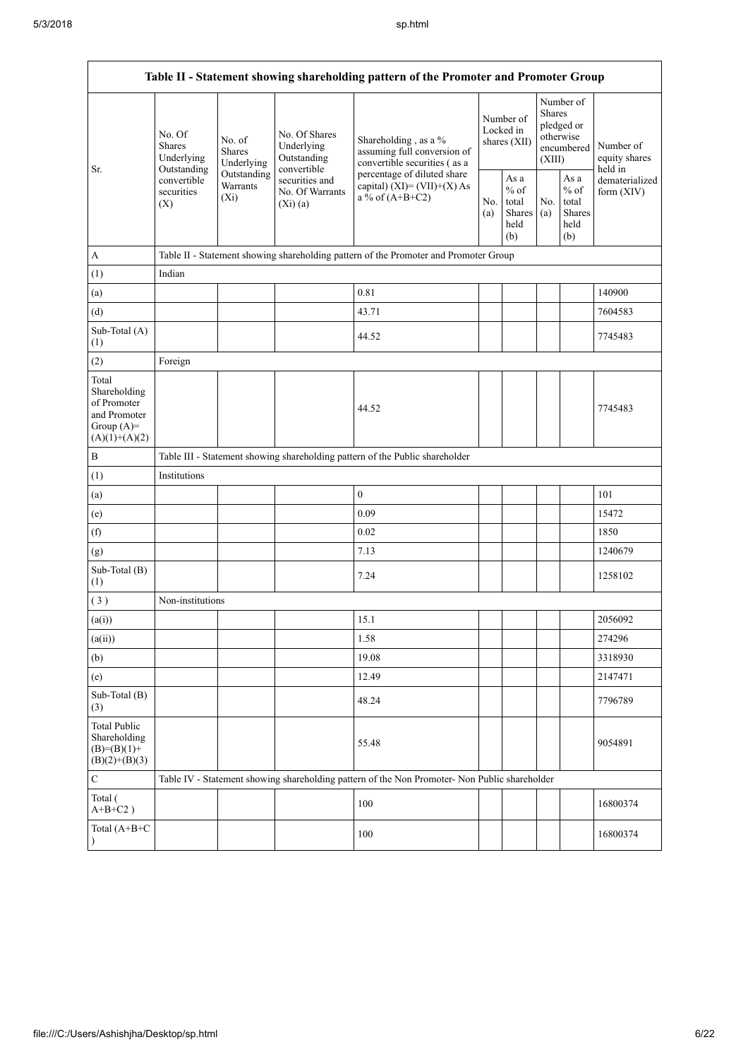| Table II - Statement showing shareholding pattern of the Promoter and Promoter Group | | | | | | | | | |
|---|---|---|---|---|---|---|---|---|---|
| Sr. | No. Of Shares Underlying Outstanding convertible securities (X) | No. of Shares Underlying Outstanding Warrants (Xi) | No. Of Shares Underlying Outstanding convertible securities and No. Of Warrants (Xi) (a) | Shareholding , as a % assuming full conversion of convertible securities ( as a percentage of diluted share capital) (XI)= (VII)+(X) As a % of (A+B+C2) | Number of Locked in shares (XII) | | Number of Shares pledged or otherwise encumbered (XIII) | | Number of equity shares held in dematerialized form (XIV) |
| | | | | | No. (a) | As a % of total Shares held (b) | No. (a) | As a % of total Shares held (b) | |
| A | Table II - Statement showing shareholding pattern of the Promoter and Promoter Group | | | | | | | | |
| (1) | Indian | | | | | | | | |
| (a) | | | | 0.81 | | | | | 140900 |
| (d) | | | | 43.71 | | | | | 7604583 |
| Sub-Total (A) (1) | | | | 44.52 | | | | | 7745483 |
| (2) | Foreign | | | | | | | | |
| Total Shareholding of Promoter and Promoter Group (A)= (A)(1)+(A)(2) | | | | 44.52 | | | | | 7745483 |
| B | Table III - Statement showing shareholding pattern of the Public shareholder | | | | | | | | |
| (1) | Institutions | | | | | | | | |
| (a) | | | | 0 | | | | | 101 |
| (e) | | | | 0.09 | | | | | 15472 |
| (f) | | | | 0.02 | | | | | 1850 |
| (g) | | | | 7.13 | | | | | 1240679 |
| Sub-Total (B) (1) | | | | 7.24 | | | | | 1258102 |
| ( 3 ) | Non-institutions | | | | | | | | |
| (a(i)) | | | | 15.1 | | | | | 2056092 |
| (a(ii)) | | | | 1.58 | | | | | 274296 |
| (b) | | | | 19.08 | | | | | 3318930 |
| (e) | | | | 12.49 | | | | | 2147471 |
| Sub-Total (B) (3) | | | | 48.24 | | | | | 7796789 |
| Total Public Shareholding (B)=(B)(1)+(B)(2)+(B)(3) | | | | 55.48 | | | | | 9054891 |
| C | Table IV - Statement showing shareholding pattern of the Non Promoter- Non Public shareholder | | | | | | | | |
| Total ( A+B+C2 ) | | | | 100 | | | | | 16800374 |
| Total (A+B+C ) | | | | 100 | | | | | 16800374 |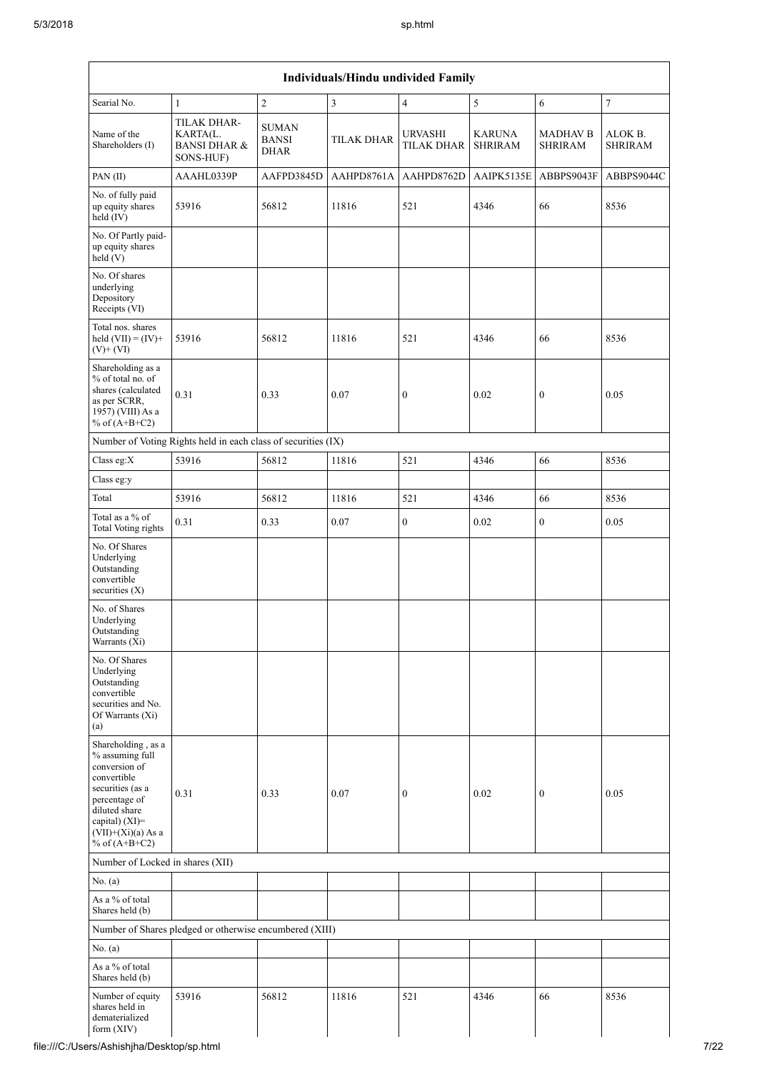| Individuals/Hindu undivided Family | | | | | | | |
|---|---|---|---|---|---|---|---|
| Searial No. | 1 | 2 | 3 | 4 | 5 | 6 | 7 |
| Name of the Shareholders (I) | TILAK DHAR-KARTA(L. BANSI DHAR & SONS-HUF) | SUMAN BANSI DHAR | TILAK DHAR | URVASHI TILAK DHAR | KARUNA SHRIRAM | MADHAV B SHRIRAM | ALOK B. SHRIRAM |
| PAN (II) | AAAHL0339P | AAFPD3845D | AAHPD8761A | AAHPD8762D | AAIPK5135E | ABBPS9043F | ABBPS9044C |
| No. of fully paid up equity shares held (IV) | 53916 | 56812 | 11816 | 521 | 4346 | 66 | 8536 |
| No. Of Partly paid-up equity shares held (V) | | | | | | | |
| No. Of shares underlying Depository Receipts (VI) | | | | | | | |
| Total nos. shares held (VII) = (IV)+ (V)+ (VI) | 53916 | 56812 | 11816 | 521 | 4346 | 66 | 8536 |
| Shareholding as a % of total no. of shares (calculated as per SCRR, 1957) (VIII) As a % of (A+B+C2) | 0.31 | 0.33 | 0.07 | 0 | 0.02 | 0 | 0.05 |
| Number of Voting Rights held in each class of securities (IX) | | | | | | | |
| Class eg:X | 53916 | 56812 | 11816 | 521 | 4346 | 66 | 8536 |
| Class eg:y | | | | | | | |
| Total | 53916 | 56812 | 11816 | 521 | 4346 | 66 | 8536 |
| Total as a % of Total Voting rights | 0.31 | 0.33 | 0.07 | 0 | 0.02 | 0 | 0.05 |
| No. Of Shares Underlying Outstanding convertible securities (X) | | | | | | | |
| No. of Shares Underlying Outstanding Warrants (Xi) | | | | | | | |
| No. Of Shares Underlying Outstanding convertible securities and No. Of Warrants (Xi) (a) | | | | | | | |
| Shareholding , as a % assuming full conversion of convertible securities (as a percentage of diluted share capital) (XI)= (VII)+(Xi)(a) As a % of (A+B+C2) | 0.31 | 0.33 | 0.07 | 0 | 0.02 | 0 | 0.05 |
| Number of Locked in shares (XII) | | | | | | | |
| No. (a) | | | | | | | |
| As a % of total Shares held (b) | | | | | | | |
| Number of Shares pledged or otherwise encumbered (XIII) | | | | | | | |
| No. (a) | | | | | | | |
| As a % of total Shares held (b) | | | | | | | |
| Number of equity shares held in dematerialized form (XIV) | 53916 | 56812 | 11816 | 521 | 4346 | 66 | 8536 |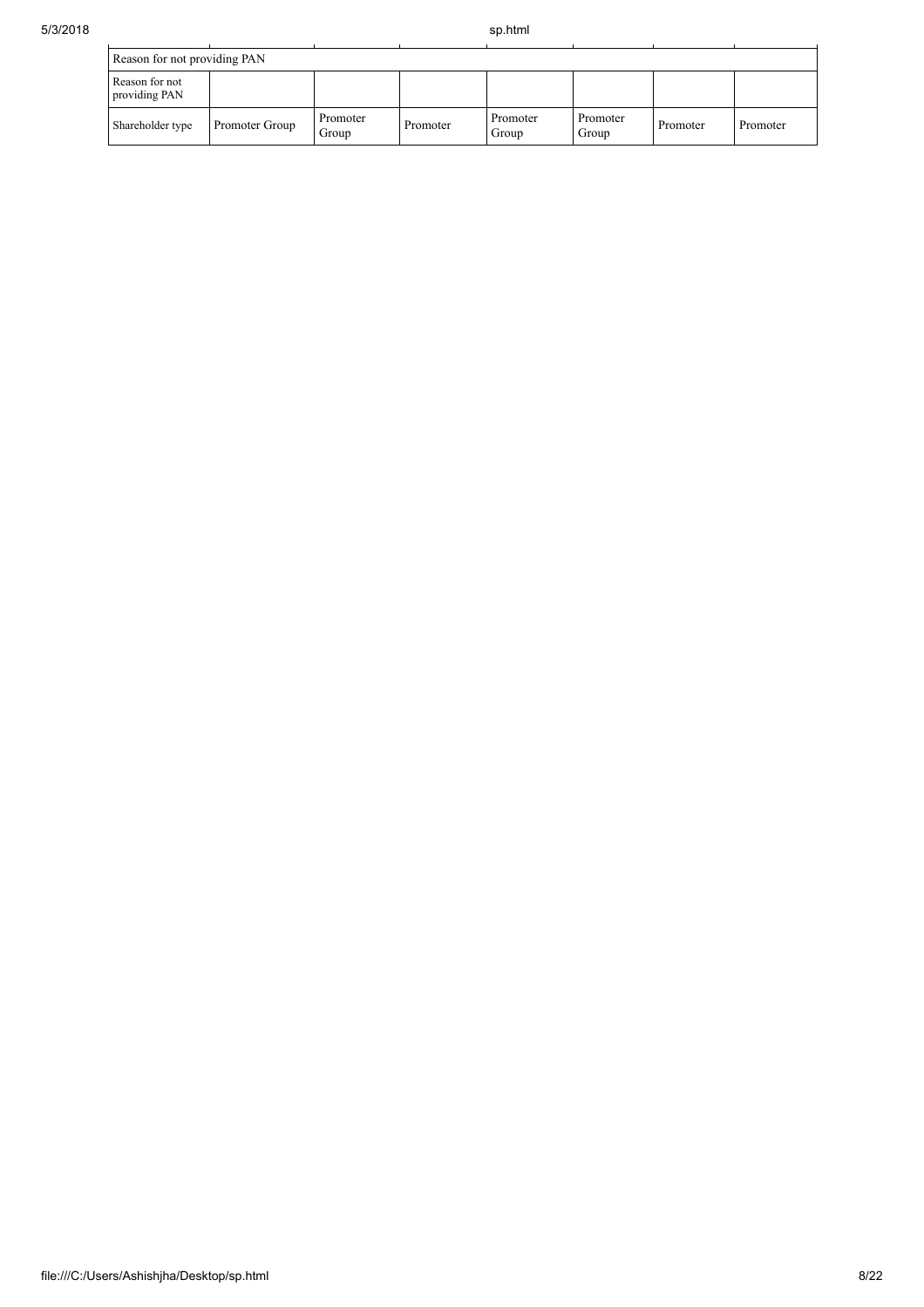| Reason for not providing PAN | | | | | | | |
|---|---|---|---|---|---|---|---|
| Reason for not providing PAN | | | | | | | |
| Shareholder type | Promoter Group | Promoter Group | Promoter | Promoter Group | Promoter Group | Promoter | Promoter |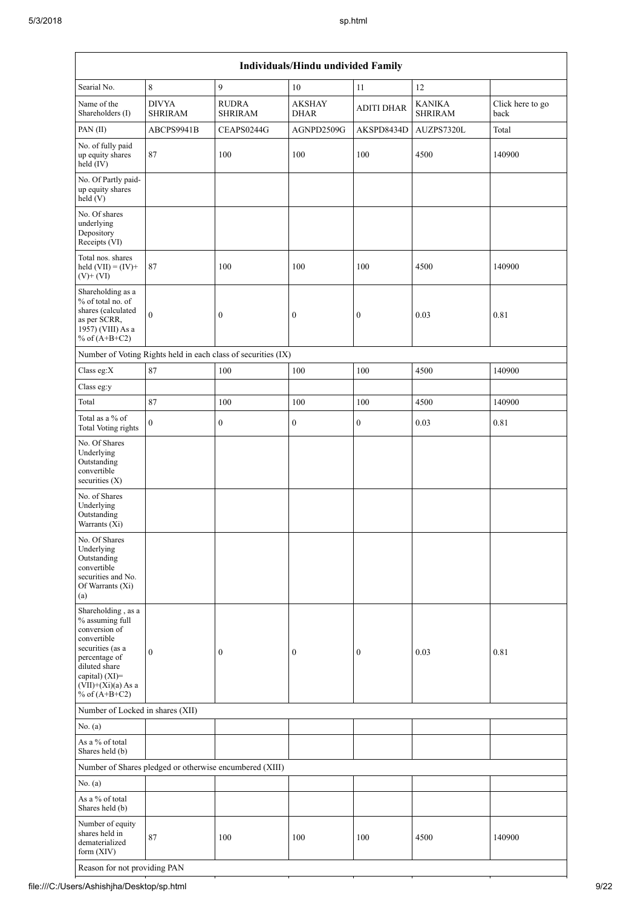| Individuals/Hindu undivided Family | | | | | | |
|---|---|---|---|---|---|---|
| Searial No. | 8 | 9 | 10 | 11 | 12 | |
| Name of the Shareholders (I) | DIVYA SHRIRAM | RUDRA SHRIRAM | AKSHAY DHAR | ADITI DHAR | KANIKA SHRIRAM | Click here to go back |
| PAN (II) | ABCPS9941B | CEAPS0244G | AGNPD2509G | AKSPD8434D | AUZPS7320L | Total |
| No. of fully paid up equity shares held (IV) | 87 | 100 | 100 | 100 | 4500 | 140900 |
| No. Of Partly paid-up equity shares held (V) | | | | | | |
| No. Of shares underlying Depository Receipts (VI) | | | | | | |
| Total nos. shares held (VII) = (IV)+ (V)+ (VI) | 87 | 100 | 100 | 100 | 4500 | 140900 |
| Shareholding as a % of total no. of shares (calculated as per SCRR, 1957) (VIII) As a % of (A+B+C2) | 0 | 0 | 0 | 0 | 0.03 | 0.81 |
| Number of Voting Rights held in each class of securities (IX) | | | | | | |
| Class eg:X | 87 | 100 | 100 | 100 | 4500 | 140900 |
| Class eg:y | | | | | | |
| Total | 87 | 100 | 100 | 100 | 4500 | 140900 |
| Total as a % of Total Voting rights | 0 | 0 | 0 | 0 | 0.03 | 0.81 |
| No. Of Shares Underlying Outstanding convertible securities (X) | | | | | | |
| No. of Shares Underlying Outstanding Warrants (Xi) | | | | | | |
| No. Of Shares Underlying Outstanding convertible securities and No. Of Warrants (Xi) (a) | | | | | | |
| Shareholding , as a % assuming full conversion of convertible securities (as a percentage of diluted share capital) (XI)= (VII)+(Xi)(a) As a % of (A+B+C2) | 0 | 0 | 0 | 0 | 0.03 | 0.81 |
| Number of Locked in shares (XII) | | | | | | |
| No. (a) | | | | | | |
| As a % of total Shares held (b) | | | | | | |
| Number of Shares pledged or otherwise encumbered (XIII) | | | | | | |
| No. (a) | | | | | | |
| As a % of total Shares held (b) | | | | | | |
| Number of equity shares held in dematerialized form (XIV) | 87 | 100 | 100 | 100 | 4500 | 140900 |
| Reason for not providing PAN | | | | | | |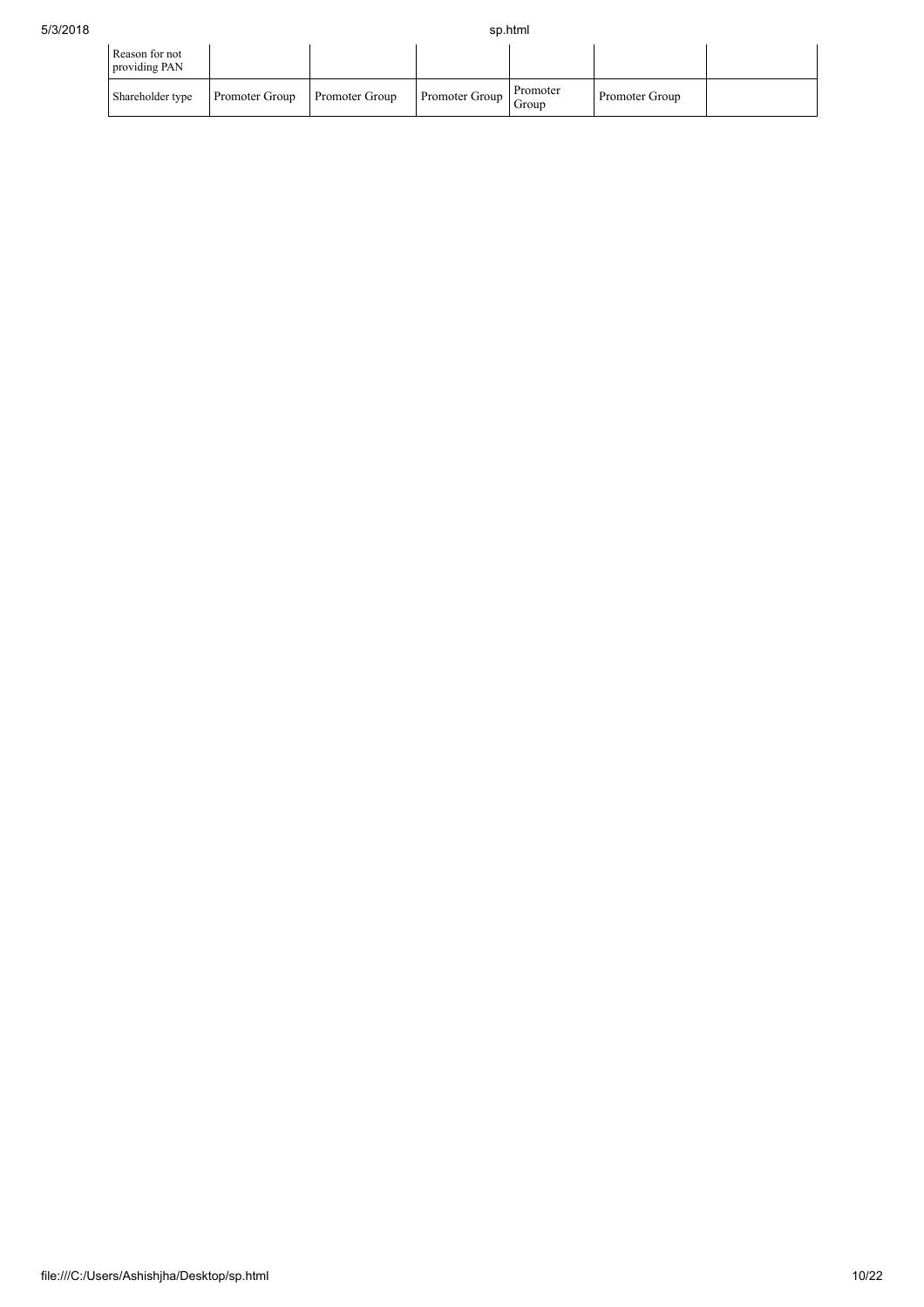| Reason for not providing PAN | | | | | | |
| --- | --- | --- | --- | --- | --- | --- |
| Shareholder type | Promoter Group | Promoter Group | Promoter Group | Promoter Group | Promoter Group | |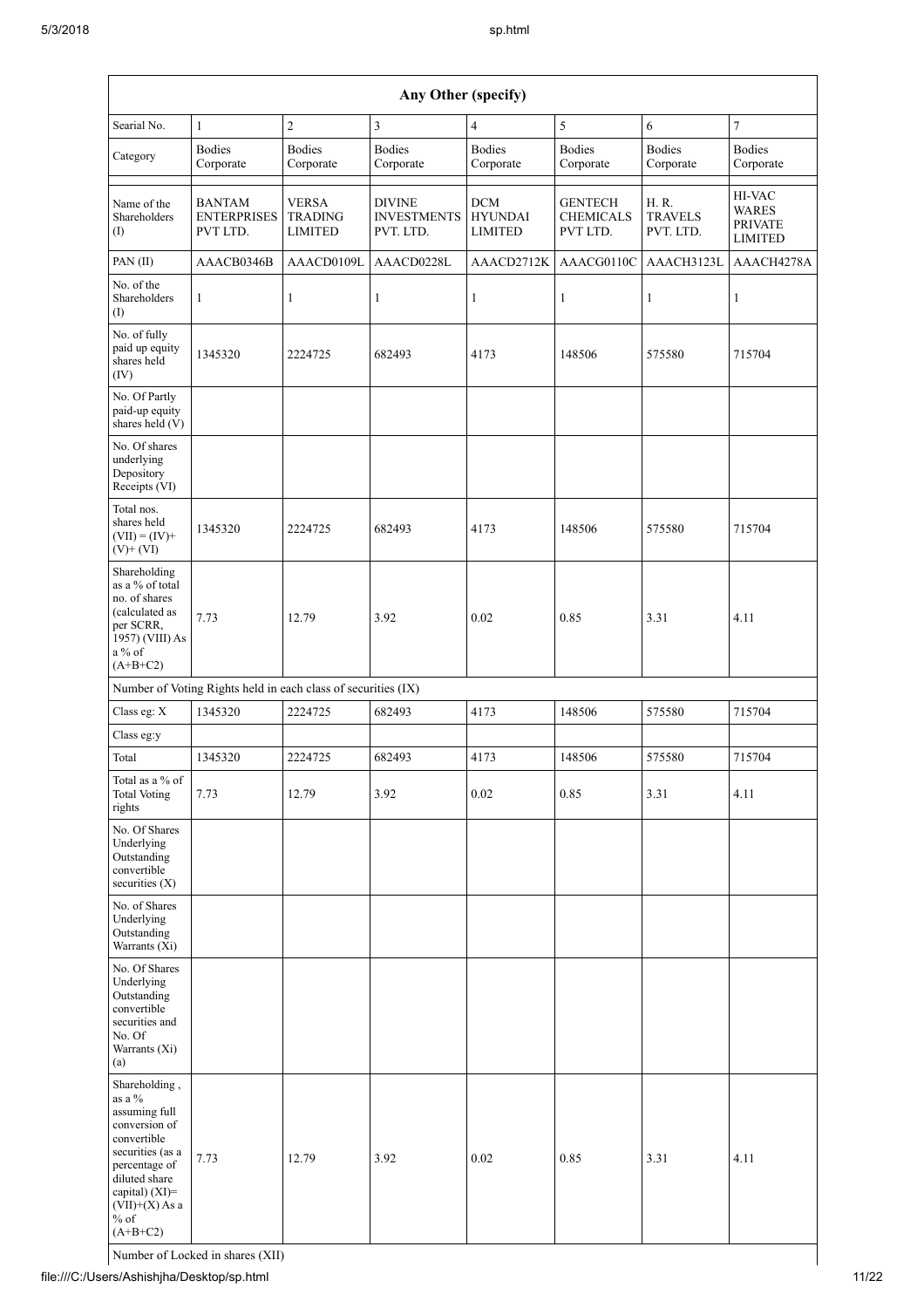| Any Other (specify) | | | | | | | |
|---|---|---|---|---|---|---|---|
| Searial No. | 1 | 2 | 3 | 4 | 5 | 6 | 7 |
| Category | Bodies Corporate | Bodies Corporate | Bodies Corporate | Bodies Corporate | Bodies Corporate | Bodies Corporate | Bodies Corporate |
| Name of the Shareholders (I) | BANTAM ENTERPRISES PVT LTD. | VERSA TRADING LIMITED | DIVINE INVESTMENTS PVT. LTD. | DCM HYUNDAI LIMITED | GENTECH CHEMICALS PVT LTD. | H. R. TRAVELS PVT. LTD. | HI-VAC WARES PRIVATE LIMITED |
| PAN (II) | AAACB0346B | AAACD0109L | AAACD0228L | AAACD2712K | AAACG0110C | AAACH3123L | AAACH4278A |
| No. of the Shareholders (I) | 1 | 1 | 1 | 1 | 1 | 1 | 1 |
| No. of fully paid up equity shares held (IV) | 1345320 | 2224725 | 682493 | 4173 | 148506 | 575580 | 715704 |
| No. Of Partly paid-up equity shares held (V) | | | | | | | |
| No. Of shares underlying Depository Receipts (VI) | | | | | | | |
| Total nos. shares held (VII) = (IV)+ (V)+ (VI) | 1345320 | 2224725 | 682493 | 4173 | 148506 | 575580 | 715704 |
| Shareholding as a % of total no. of shares (calculated as per SCRR, 1957) (VIII) As a % of (A+B+C2) | 7.73 | 12.79 | 3.92 | 0.02 | 0.85 | 3.31 | 4.11 |
| Number of Voting Rights held in each class of securities (IX) | | | | | | | |
| Class eg: X | 1345320 | 2224725 | 682493 | 4173 | 148506 | 575580 | 715704 |
| Class eg:y | | | | | | | |
| Total | 1345320 | 2224725 | 682493 | 4173 | 148506 | 575580 | 715704 |
| Total as a % of Total Voting rights | 7.73 | 12.79 | 3.92 | 0.02 | 0.85 | 3.31 | 4.11 |
| No. Of Shares Underlying Outstanding convertible securities (X) | | | | | | | |
| No. of Shares Underlying Outstanding Warrants (Xi) | | | | | | | |
| No. Of Shares Underlying Outstanding convertible securities and No. Of Warrants (Xi) (a) | | | | | | | |
| Shareholding , as a % assuming full conversion of convertible securities (as a percentage of diluted share capital) (XI)= (VII)+(X) As a % of (A+B+C2) | 7.73 | 12.79 | 3.92 | 0.02 | 0.85 | 3.31 | 4.11 |
| Number of Locked in shares (XII) | | | | | | | |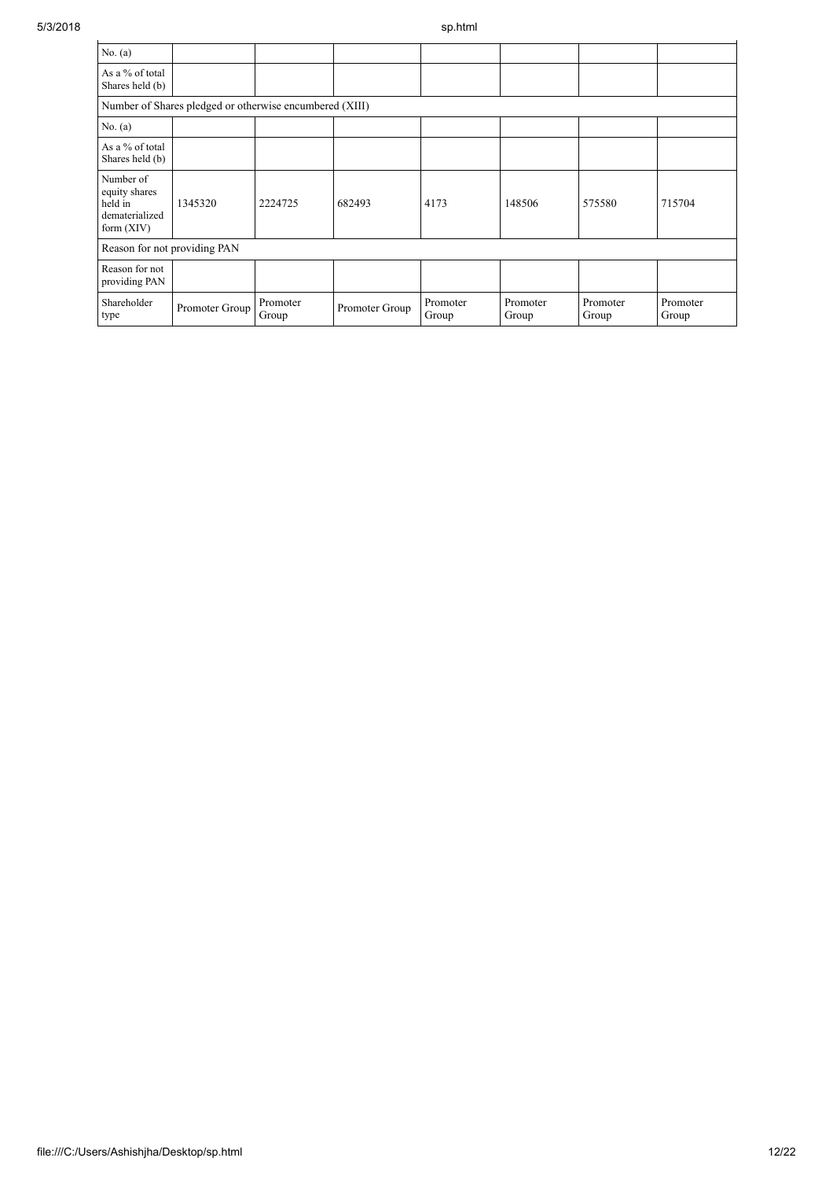| No. (a) | | | | | | | |
|---|---|---|---|---|---|---|---|
| As a % of total Shares held (b) | | | | | | | |
| Number of Shares pledged or otherwise encumbered (XIII) | | | | | | | |
| No. (a) | | | | | | | |
| As a % of total Shares held (b) | | | | | | | |
| Number of equity shares held in dematerialized form (XIV) | 1345320 | 2224725 | 682493 | 4173 | 148506 | 575580 | 715704 |
| Reason for not providing PAN | | | | | | | |
| Reason for not providing PAN | | | | | | | |
| Shareholder type | Promoter Group | Promoter Group | Promoter Group | Promoter Group | Promoter Group | Promoter Group | Promoter Group |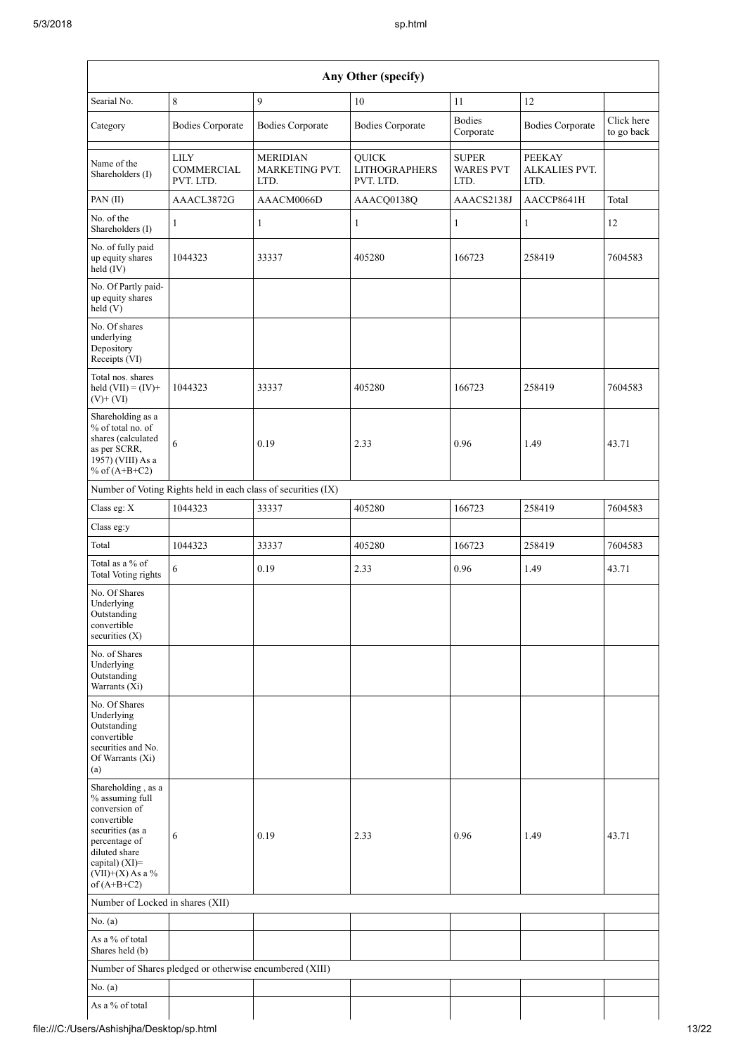| Any Other (specify) | | | | | | |
|---|---|---|---|---|---|---|
| Searial No. | 8 | 9 | 10 | 11 | 12 | |
| Category | Bodies Corporate | Bodies Corporate | Bodies Corporate | Bodies Corporate | Bodies Corporate | Click here to go back |
| Name of the Shareholders (I) | LILY COMMERCIAL PVT. LTD. | MERIDIAN MARKETING PVT. LTD. | QUICK LITHOGRAPHERS PVT. LTD. | SUPER WARES PVT LTD. | PEEKAY ALKALIES PVT. LTD. | |
| PAN (II) | AAACL3872G | AAACM0066D | AAACQ0138Q | AAACS2138J | AACCP8641H | Total |
| No. of the Shareholders (I) | 1 | 1 | 1 | 1 | 1 | 12 |
| No. of fully paid up equity shares held (IV) | 1044323 | 33337 | 405280 | 166723 | 258419 | 7604583 |
| No. Of Partly paid-up equity shares held (V) | | | | | | |
| No. Of shares underlying Depository Receipts (VI) | | | | | | |
| Total nos. shares held (VII) = (IV)+ (V)+ (VI) | 1044323 | 33337 | 405280 | 166723 | 258419 | 7604583 |
| Shareholding as a % of total no. of shares (calculated as per SCRR, 1957) (VIII) As a % of (A+B+C2) | 6 | 0.19 | 2.33 | 0.96 | 1.49 | 43.71 |
| Number of Voting Rights held in each class of securities (IX) | | | | | | |
| Class eg: X | 1044323 | 33337 | 405280 | 166723 | 258419 | 7604583 |
| Class eg:y | | | | | | |
| Total | 1044323 | 33337 | 405280 | 166723 | 258419 | 7604583 |
| Total as a % of Total Voting rights | 6 | 0.19 | 2.33 | 0.96 | 1.49 | 43.71 |
| No. Of Shares Underlying Outstanding convertible securities (X) | | | | | | |
| No. of Shares Underlying Outstanding Warrants (Xi) | | | | | | |
| No. Of Shares Underlying Outstanding convertible securities and No. Of Warrants (Xi) (a) | | | | | | |
| Shareholding , as a % assuming full conversion of convertible securities (as a percentage of diluted share capital) (XI)= (VII)+(X) As a % of (A+B+C2) | 6 | 0.19 | 2.33 | 0.96 | 1.49 | 43.71 |
| Number of Locked in shares (XII) | | | | | | |
| No. (a) | | | | | | |
| As a % of total Shares held (b) | | | | | | |
| Number of Shares pledged or otherwise encumbered (XIII) | | | | | | |
| No. (a) | | | | | | |
| As a % of total | | | | | | |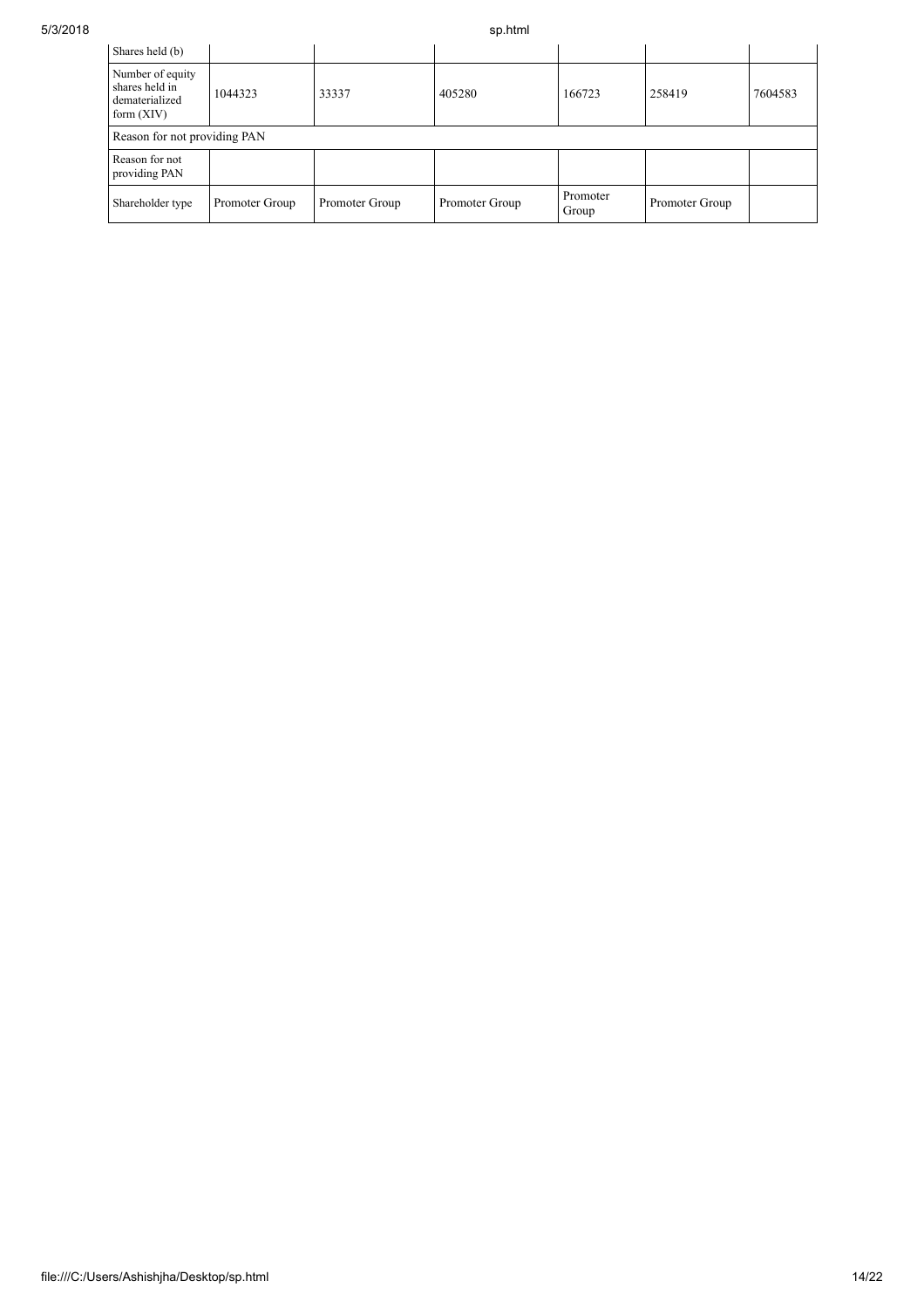| Shares held (b) | | | | | | |
|---|---|---|---|---|---|---|
| Number of equity shares held in dematerialized form (XIV) | 1044323 | 33337 | 405280 | 166723 | 258419 | 7604583 |
| Reason for not providing PAN | | | | | | |
| Reason for not providing PAN | | | | | | |
| Shareholder type | Promoter Group | Promoter Group | Promoter Group | Promoter Group | Promoter Group | |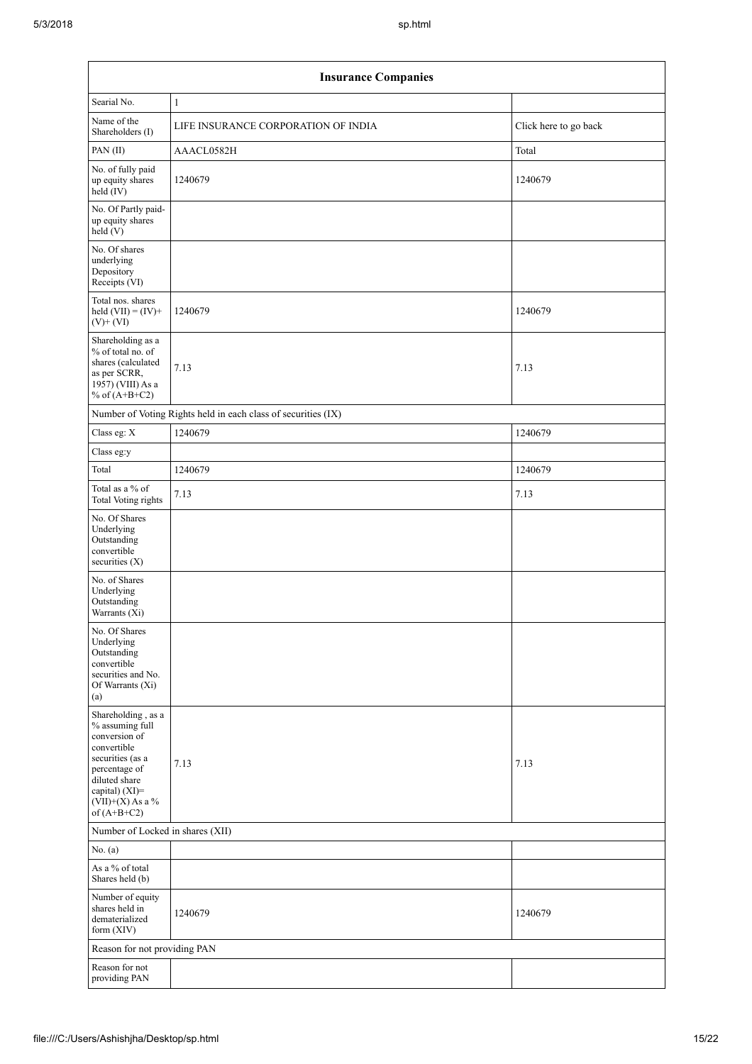| Insurance Companies | | |
|---|---|---|
| Searial No. | 1 | |
| Name of the Shareholders (I) | LIFE INSURANCE CORPORATION OF INDIA | Click here to go back |
| PAN (II) | AAACL0582H | Total |
| No. of fully paid up equity shares held (IV) | 1240679 | 1240679 |
| No. Of Partly paid-up equity shares held (V) | | |
| No. Of shares underlying Depository Receipts (VI) | | |
| Total nos. shares held (VII) = (IV)+(V)+ (VI) | 1240679 | 1240679 |
| Shareholding as a % of total no. of shares (calculated as per SCRR, 1957) (VIII) As a % of (A+B+C2) | 7.13 | 7.13 |
| Number of Voting Rights held in each class of securities (IX) | | |
| Class eg: X | 1240679 | 1240679 |
| Class eg:y | | |
| Total | 1240679 | 1240679 |
| Total as a % of Total Voting rights | 7.13 | 7.13 |
| No. Of Shares Underlying Outstanding convertible securities (X) | | |
| No. of Shares Underlying Outstanding Warrants (Xi) | | |
| No. Of Shares Underlying Outstanding convertible securities and No. Of Warrants (Xi) (a) | | |
| Shareholding , as a % assuming full conversion of convertible securities (as a percentage of diluted share capital) (XI)= (VII)+(X) As a % of (A+B+C2) | 7.13 | 7.13 |
| Number of Locked in shares (XII) | | |
| No. (a) | | |
| As a % of total Shares held (b) | | |
| Number of equity shares held in dematerialized form (XIV) | 1240679 | 1240679 |
| Reason for not providing PAN | | |
| Reason for not providing PAN | | |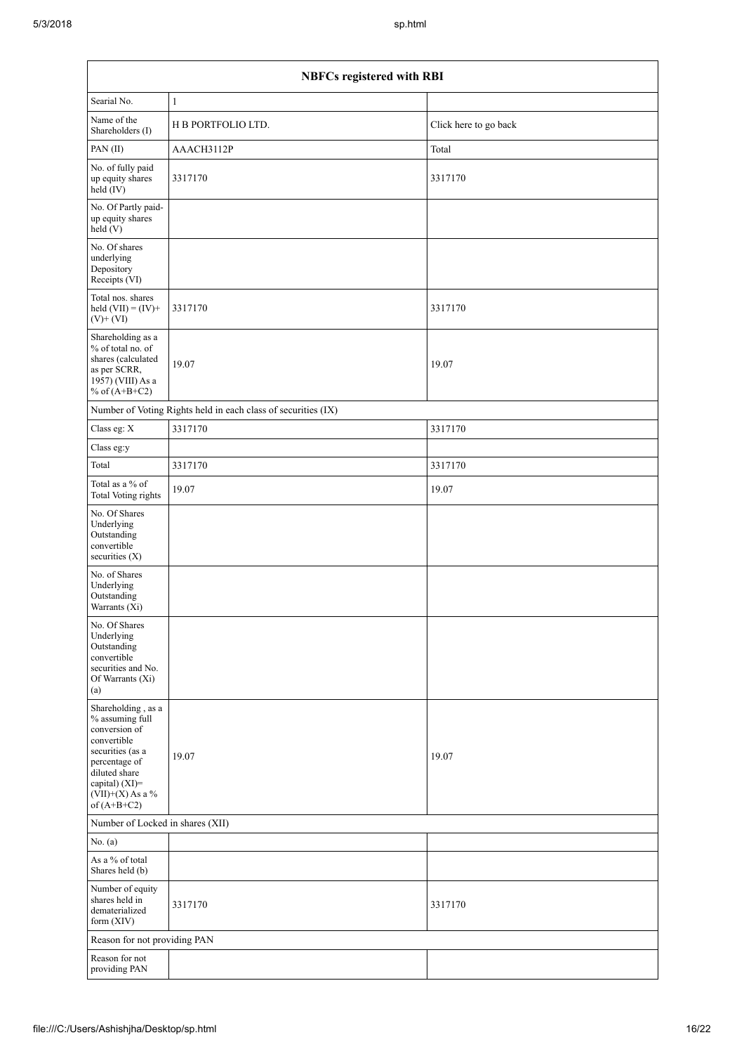| NBFCs registered with RBI | | |
|---|---|---|
| Searial No. | 1 | |
| Name of the Shareholders (I) | H B PORTFOLIO LTD. | Click here to go back |
| PAN (II) | AAACH3112P | Total |
| No. of fully paid up equity shares held (IV) | 3317170 | 3317170 |
| No. Of Partly paid-up equity shares held (V) | | |
| No. Of shares underlying Depository Receipts (VI) | | |
| Total nos. shares held (VII) = (IV)+ (V)+ (VI) | 3317170 | 3317170 |
| Shareholding as a % of total no. of shares (calculated as per SCRR, 1957) (VIII) As a % of (A+B+C2) | 19.07 | 19.07 |
| Number of Voting Rights held in each class of securities (IX) | | |
| Class eg: X | 3317170 | 3317170 |
| Class eg:y | | |
| Total | 3317170 | 3317170 |
| Total as a % of Total Voting rights | 19.07 | 19.07 |
| No. Of Shares Underlying Outstanding convertible securities (X) | | |
| No. of Shares Underlying Outstanding Warrants (Xi) | | |
| No. Of Shares Underlying Outstanding convertible securities and No. Of Warrants (Xi) (a) | | |
| Shareholding , as a % assuming full conversion of convertible securities (as a percentage of diluted share capital) (XI)= (VII)+(X) As a % of (A+B+C2) | 19.07 | 19.07 |
| Number of Locked in shares (XII) | | |
| No. (a) | | |
| As a % of total Shares held (b) | | |
| Number of equity shares held in dematerialized form (XIV) | 3317170 | 3317170 |
| Reason for not providing PAN | | |
| Reason for not providing PAN | | |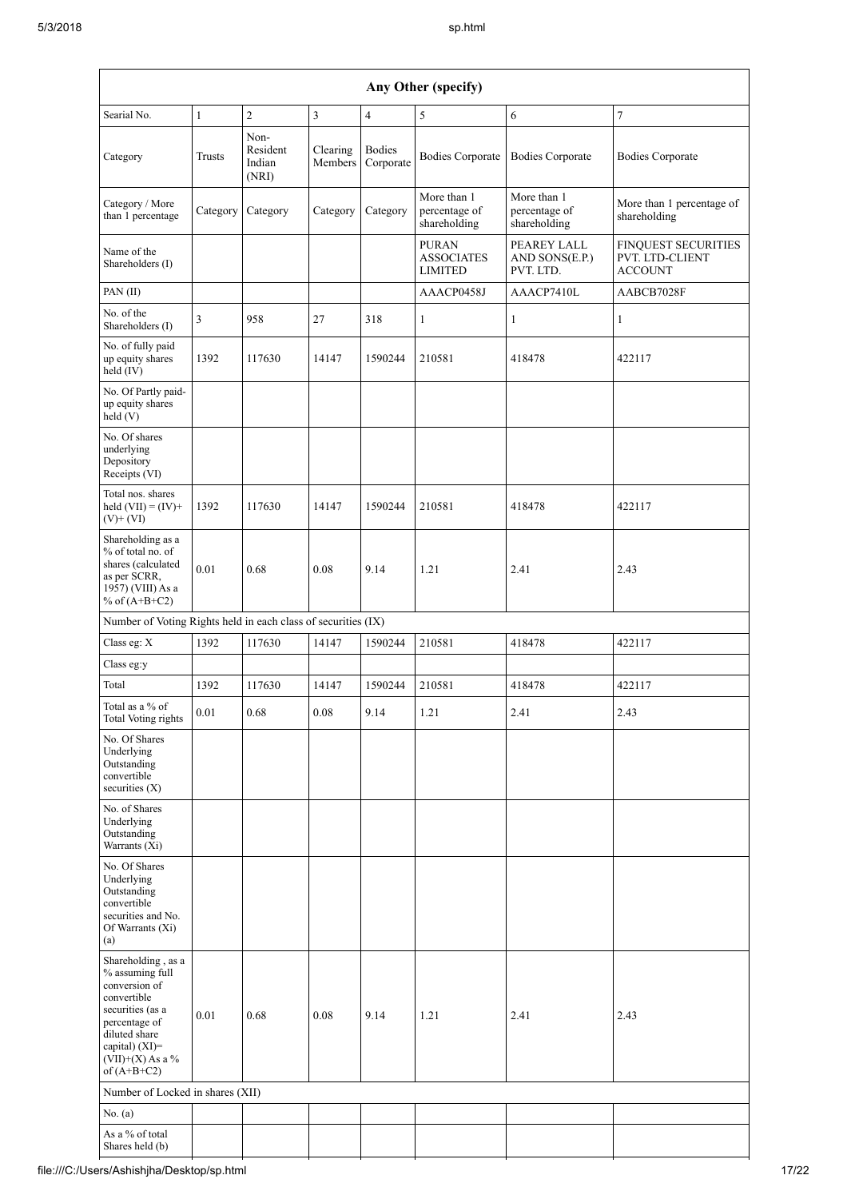| Any Other (specify) | | | | | | | |
|---|---|---|---|---|---|---|---|
| Searial No. | 1 | 2 | 3 | 4 | 5 | 6 | 7 |
| Category | Trusts | Non-Resident Indian (NRI) | Clearing Members | Bodies Corporate | Bodies Corporate | Bodies Corporate | Bodies Corporate |
| Category / More than 1 percentage | Category | Category | Category | Category | More than 1 percentage of shareholding | More than 1 percentage of shareholding | More than 1 percentage of shareholding |
| Name of the Shareholders (I) | | | | | PURAN ASSOCIATES LIMITED | PEAREY LALL AND SONS(E.P.) PVT. LTD. | FINQUEST SECURITIES PVT. LTD-CLIENT ACCOUNT |
| PAN (II) | | | | | AAACP0458J | AAACP7410L | AABCB7028F |
| No. of the Shareholders (I) | 3 | 958 | 27 | 318 | 1 | 1 | 1 |
| No. of fully paid up equity shares held (IV) | 1392 | 117630 | 14147 | 1590244 | 210581 | 418478 | 422117 |
| No. Of Partly paid-up equity shares held (V) | | | | | | | |
| No. Of shares underlying Depository Receipts (VI) | | | | | | | |
| Total nos. shares held (VII) = (IV)+(V)+ (VI) | 1392 | 117630 | 14147 | 1590244 | 210581 | 418478 | 422117 |
| Shareholding as a % of total no. of shares (calculated as per SCRR, 1957) (VIII) As a % of (A+B+C2) | 0.01 | 0.68 | 0.08 | 9.14 | 1.21 | 2.41 | 2.43 |
| Number of Voting Rights held in each class of securities (IX) | | | | | | | |
| Class eg: X | 1392 | 117630 | 14147 | 1590244 | 210581 | 418478 | 422117 |
| Class eg:y | | | | | | | |
| Total | 1392 | 117630 | 14147 | 1590244 | 210581 | 418478 | 422117 |
| Total as a % of Total Voting rights | 0.01 | 0.68 | 0.08 | 9.14 | 1.21 | 2.41 | 2.43 |
| No. Of Shares Underlying Outstanding convertible securities (X) | | | | | | | |
| No. of Shares Underlying Outstanding Warrants (Xi) | | | | | | | |
| No. Of Shares Underlying Outstanding convertible securities and No. Of Warrants (Xi) (a) | | | | | | | |
| Shareholding , as a % assuming full conversion of convertible securities (as a percentage of diluted share capital) (XI)= (VII)+(X) As a % of (A+B+C2) | 0.01 | 0.68 | 0.08 | 9.14 | 1.21 | 2.41 | 2.43 |
| Number of Locked in shares (XII) | | | | | | | |
| No. (a) | | | | | | | |
| As a % of total Shares held (b) | | | | | | | |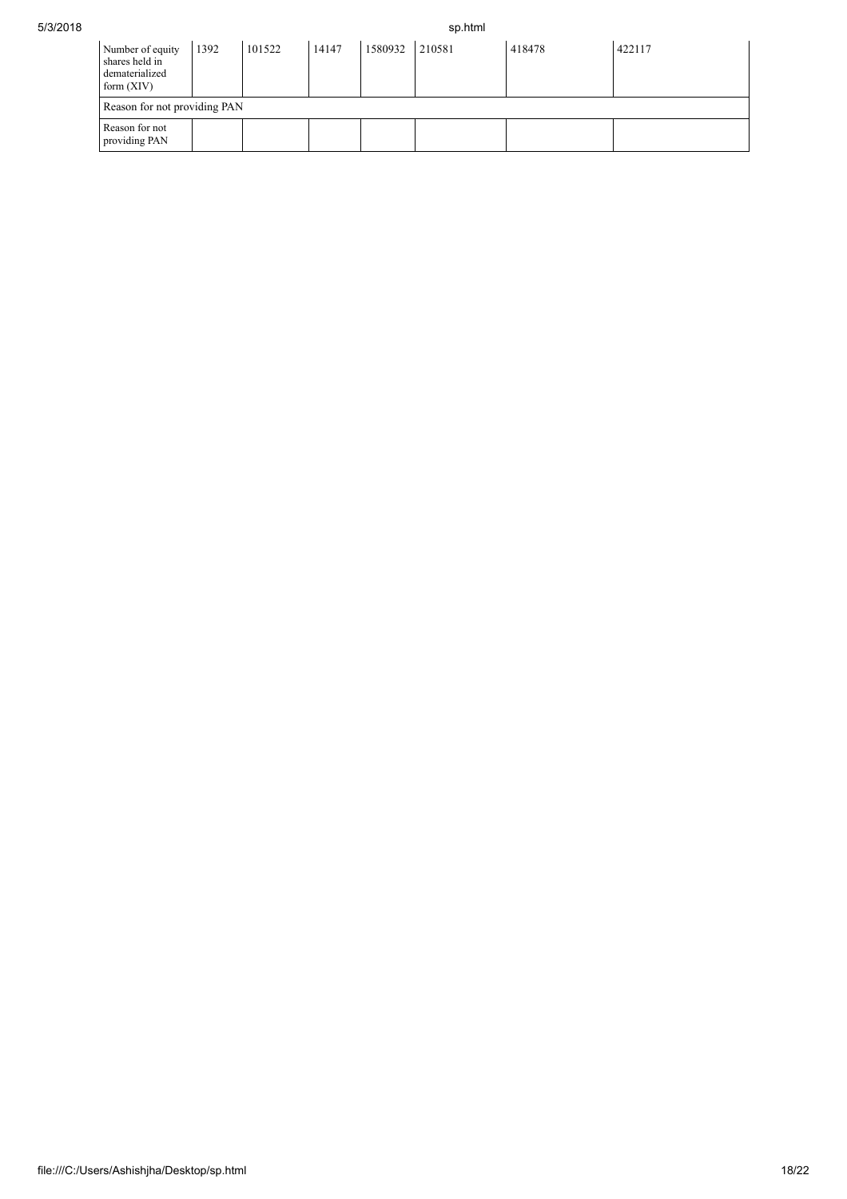| Number of equity shares held in dematerialized form (XIV) | 1392 | 101522 | 14147 | 1580932 | 210581 | 418478 | 422117 |
|---|---|---|---|---|---|---|---|
| Reason for not providing PAN | | | | | | | |
| Reason for not providing PAN | | | | | | | |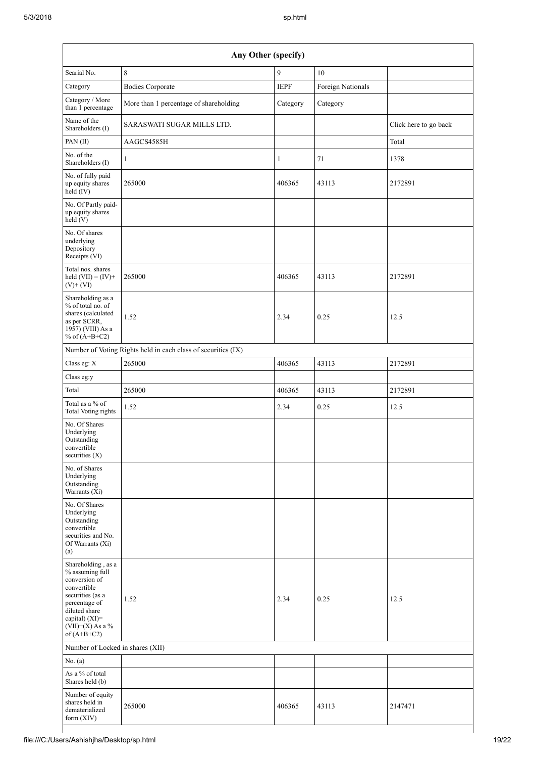| Any Other (specify) | | | | |
|---|---|---|---|---|
| Searial No. | 8 | 9 | 10 | |
| Category | Bodies Corporate | IEPF | Foreign Nationals | |
| Category / More than 1 percentage | More than 1 percentage of shareholding | Category | Category | |
| Name of the Shareholders (I) | SARASWATI SUGAR MILLS LTD. | | | Click here to go back |
| PAN (II) | AAGCS4585H | | | Total |
| No. of the Shareholders (I) | 1 | 1 | 71 | 1378 |
| No. of fully paid up equity shares held (IV) | 265000 | 406365 | 43113 | 2172891 |
| No. Of Partly paid-up equity shares held (V) | | | | |
| No. Of shares underlying Depository Receipts (VI) | | | | |
| Total nos. shares held (VII) = (IV)+ (V)+ (VI) | 265000 | 406365 | 43113 | 2172891 |
| Shareholding as a % of total no. of shares (calculated as per SCRR, 1957) (VIII) As a % of (A+B+C2) | 1.52 | 2.34 | 0.25 | 12.5 |
| Number of Voting Rights held in each class of securities (IX) | | | | |
| Class eg: X | 265000 | 406365 | 43113 | 2172891 |
| Class eg:y | | | | |
| Total | 265000 | 406365 | 43113 | 2172891 |
| Total as a % of Total Voting rights | 1.52 | 2.34 | 0.25 | 12.5 |
| No. Of Shares Underlying Outstanding convertible securities (X) | | | | |
| No. of Shares Underlying Outstanding Warrants (Xi) | | | | |
| No. Of Shares Underlying Outstanding convertible securities and No. Of Warrants (Xi) (a) | | | | |
| Shareholding , as a % assuming full conversion of convertible securities (as a percentage of diluted share capital) (XI)= (VII)+(X) As a % of (A+B+C2) | 1.52 | 2.34 | 0.25 | 12.5 |
| Number of Locked in shares (XII) | | | | |
| No. (a) | | | | |
| As a % of total Shares held (b) | | | | |
| Number of equity shares held in dematerialized form (XIV) | 265000 | 406365 | 43113 | 2147471 |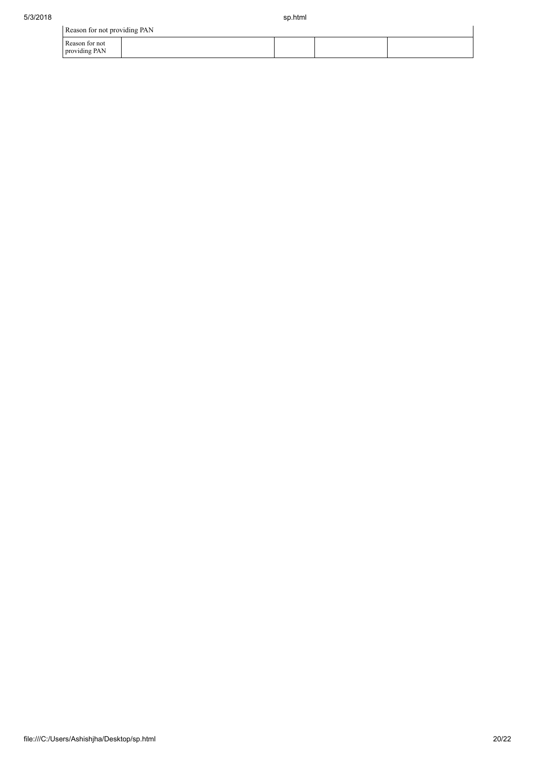| Reason for not providing PAN | | | | |
|---|---|---|---|---|
| Reason for not providing PAN | | | | |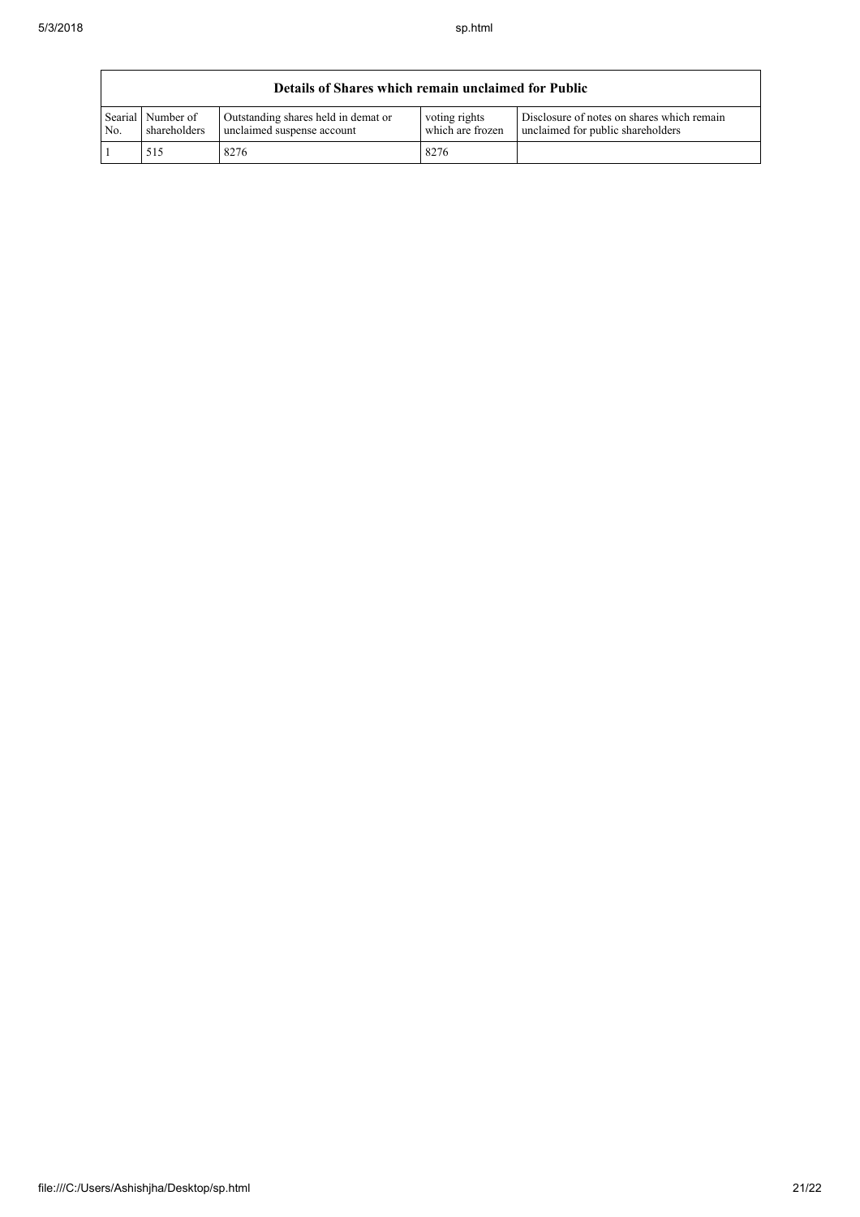| Details of Shares which remain unclaimed for Public | | | | |
|---|---|---|---|---|
| Searial No. | Number of shareholders | Outstanding shares held in demat or unclaimed suspense account | voting rights which are frozen | Disclosure of notes on shares which remain unclaimed for public shareholders |
| 1 | 515 | 8276 | 8276 | |